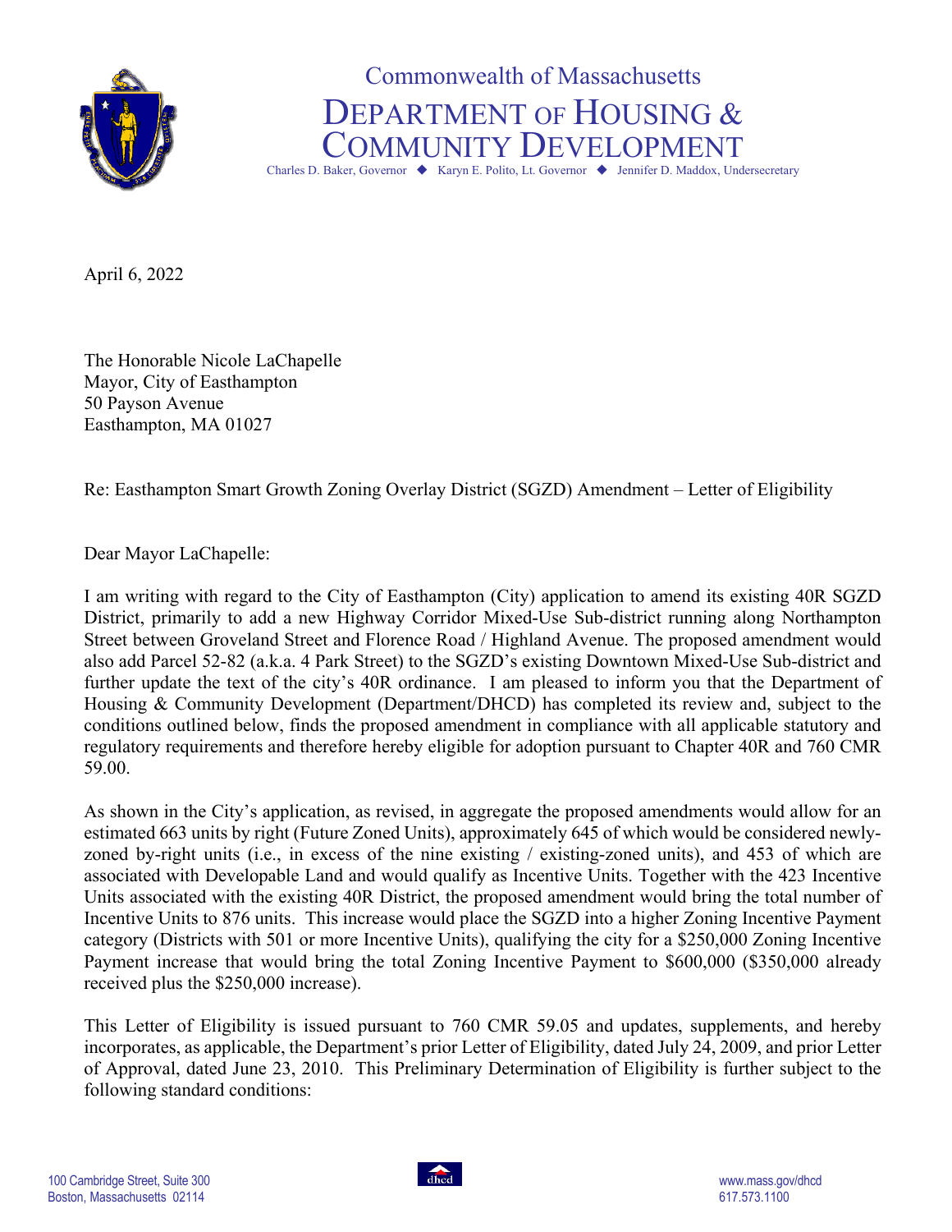Commonwealth of Massachusetts

# DEPARTMENT OF HOUSING & COMMUNITY DEVELOPMENT

Charles D. Baker, Governor ◆ Karyn E. Polito, Lt. Governor ◆ Jennifer D. Maddox, Undersecretary

April 6, 2022

The Honorable Nicole LaChapelle
Mayor, City of Easthampton
50 Payson Avenue
Easthampton, MA 01027

Re: Easthampton Smart Growth Zoning Overlay District (SGZD) Amendment – Letter of Eligibility

Dear Mayor LaChapelle:

I am writing with regard to the City of Easthampton (City) application to amend its existing 40R SGZD District, primarily to add a new Highway Corridor Mixed-Use Sub-district running along Northampton Street between Groveland Street and Florence Road / Highland Avenue. The proposed amendment would also add Parcel 52-82 (a.k.a. 4 Park Street) to the SGZD's existing Downtown Mixed-Use Sub-district and further update the text of the city's 40R ordinance. I am pleased to inform you that the Department of Housing & Community Development (Department/DHCD) has completed its review and, subject to the conditions outlined below, finds the proposed amendment in compliance with all applicable statutory and regulatory requirements and therefore hereby eligible for adoption pursuant to Chapter 40R and 760 CMR 59.00.

As shown in the City's application, as revised, in aggregate the proposed amendments would allow for an estimated 663 units by right (Future Zoned Units), approximately 645 of which would be considered newly-zoned by-right units (i.e., in excess of the nine existing / existing-zoned units), and 453 of which are associated with Developable Land and would qualify as Incentive Units. Together with the 423 Incentive Units associated with the existing 40R District, the proposed amendment would bring the total number of Incentive Units to 876 units. This increase would place the SGZD into a higher Zoning Incentive Payment category (Districts with 501 or more Incentive Units), qualifying the city for a $250,000 Zoning Incentive Payment increase that would bring the total Zoning Incentive Payment to $600,000 ($350,000 already received plus the $250,000 increase).

This Letter of Eligibility is issued pursuant to 760 CMR 59.05 and updates, supplements, and hereby incorporates, as applicable, the Department's prior Letter of Eligibility, dated July 24, 2009, and prior Letter of Approval, dated June 23, 2010. This Preliminary Determination of Eligibility is further subject to the following standard conditions:

100 Cambridge Street, Suite 300
Boston, Massachusetts 02114

www.mass.gov/dhcd
617.573.1100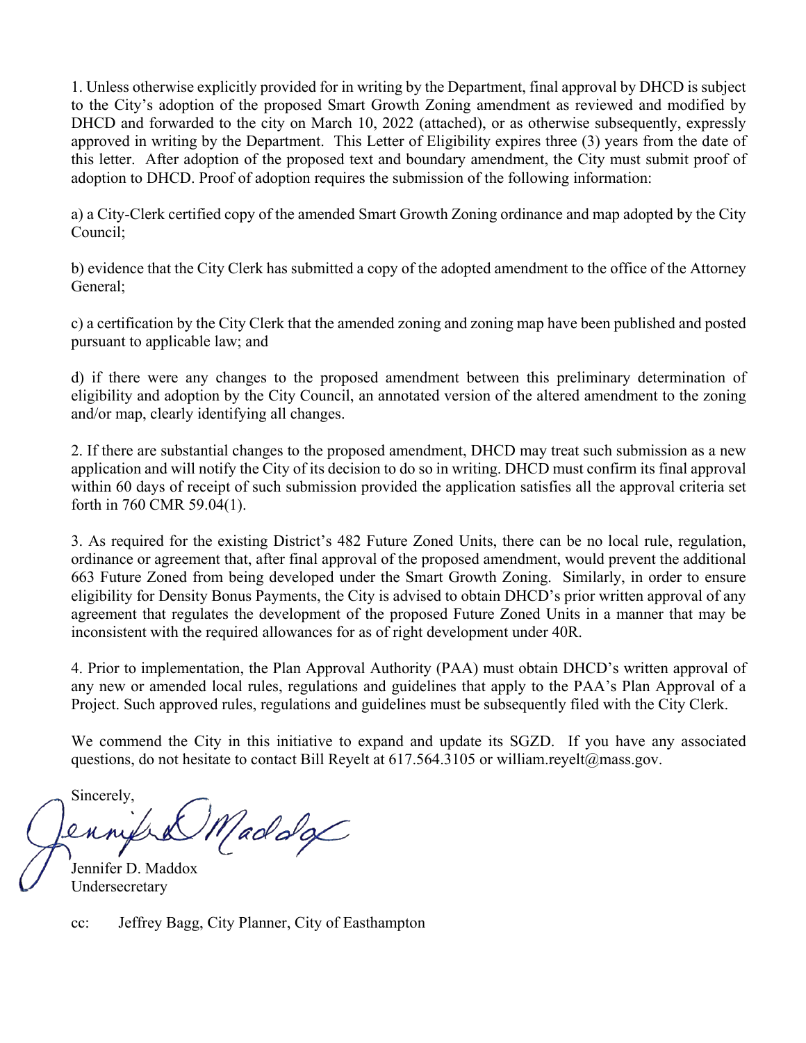1. Unless otherwise explicitly provided for in writing by the Department, final approval by DHCD is subject to the City's adoption of the proposed Smart Growth Zoning amendment as reviewed and modified by DHCD and forwarded to the city on March 10, 2022 (attached), or as otherwise subsequently, expressly approved in writing by the Department. This Letter of Eligibility expires three (3) years from the date of this letter. After adoption of the proposed text and boundary amendment, the City must submit proof of adoption to DHCD. Proof of adoption requires the submission of the following information:

a) a City-Clerk certified copy of the amended Smart Growth Zoning ordinance and map adopted by the City Council;

b) evidence that the City Clerk has submitted a copy of the adopted amendment to the office of the Attorney General;

c) a certification by the City Clerk that the amended zoning and zoning map have been published and posted pursuant to applicable law; and

d) if there were any changes to the proposed amendment between this preliminary determination of eligibility and adoption by the City Council, an annotated version of the altered amendment to the zoning and/or map, clearly identifying all changes.

2. If there are substantial changes to the proposed amendment, DHCD may treat such submission as a new application and will notify the City of its decision to do so in writing. DHCD must confirm its final approval within 60 days of receipt of such submission provided the application satisfies all the approval criteria set forth in 760 CMR 59.04(1).

3. As required for the existing District's 482 Future Zoned Units, there can be no local rule, regulation, ordinance or agreement that, after final approval of the proposed amendment, would prevent the additional 663 Future Zoned from being developed under the Smart Growth Zoning. Similarly, in order to ensure eligibility for Density Bonus Payments, the City is advised to obtain DHCD's prior written approval of any agreement that regulates the development of the proposed Future Zoned Units in a manner that may be inconsistent with the required allowances for as of right development under 40R.

4. Prior to implementation, the Plan Approval Authority (PAA) must obtain DHCD's written approval of any new or amended local rules, regulations and guidelines that apply to the PAA's Plan Approval of a Project. Such approved rules, regulations and guidelines must be subsequently filed with the City Clerk.

We commend the City in this initiative to expand and update its SGZD. If you have any associated questions, do not hesitate to contact Bill Reyelt at 617.564.3105 or william.reyelt@mass.gov.

Sincerely,

Jennifer D. Maddox
Undersecretary

cc: Jeffrey Bagg, City Planner, City of Easthampton